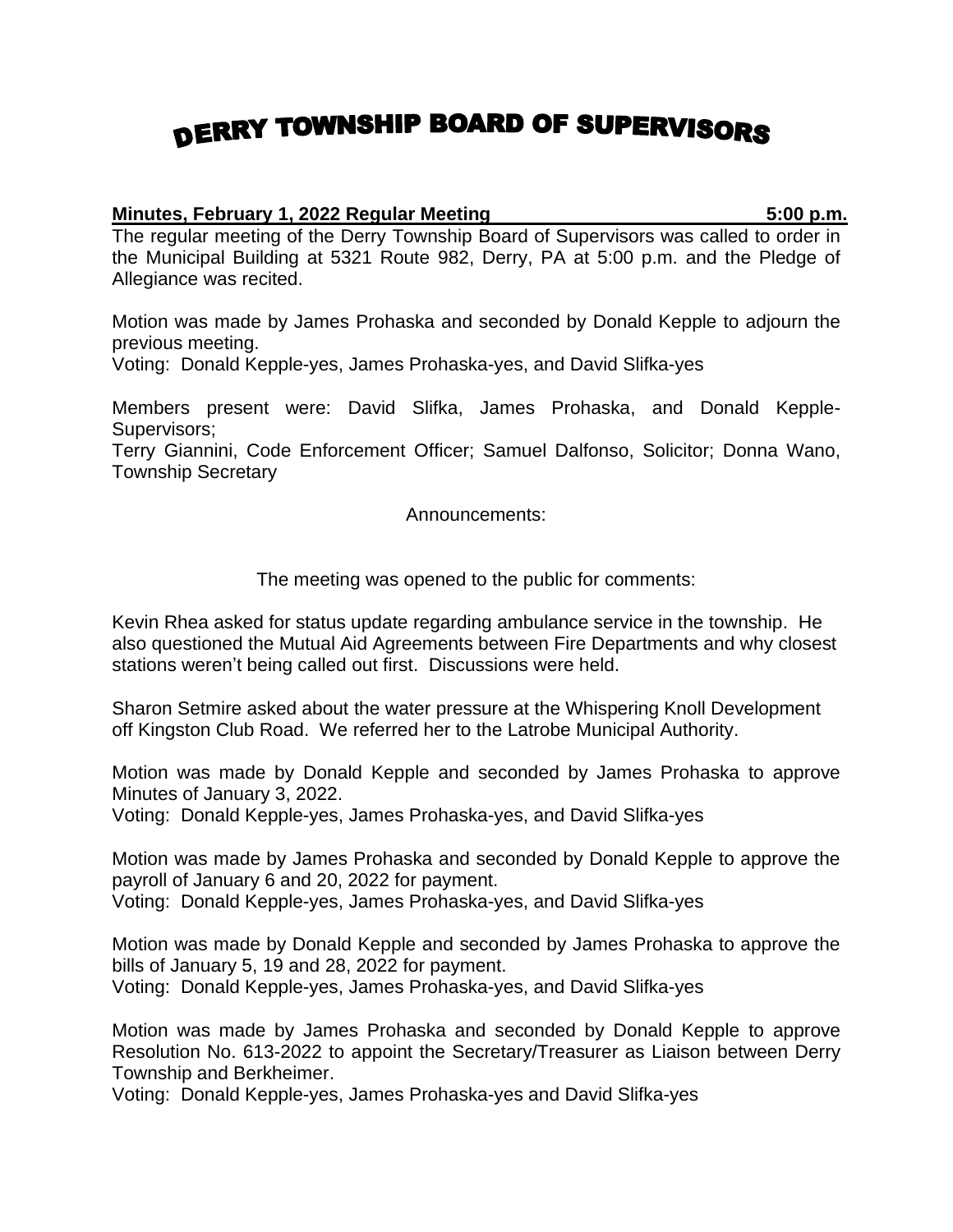# DERRY TOWNSHIP BOARD OF SUPERVISORS

**Minutes, February 1, 2022 Regular Meeting 5:00 p.m.**

The regular meeting of the Derry Township Board of Supervisors was called to order in the Municipal Building at 5321 Route 982, Derry, PA at 5:00 p.m. and the Pledge of Allegiance was recited.

Motion was made by James Prohaska and seconded by Donald Kepple to adjourn the previous meeting.
Voting: Donald Kepple-yes, James Prohaska-yes, and David Slifka-yes

Members present were: David Slifka, James Prohaska, and Donald Kepple-Supervisors;
Terry Giannini, Code Enforcement Officer; Samuel Dalfonso, Solicitor; Donna Wano, Township Secretary

Announcements:

The meeting was opened to the public for comments:

Kevin Rhea asked for status update regarding ambulance service in the township. He also questioned the Mutual Aid Agreements between Fire Departments and why closest stations weren't being called out first. Discussions were held.

Sharon Setmire asked about the water pressure at the Whispering Knoll Development off Kingston Club Road. We referred her to the Latrobe Municipal Authority.

Motion was made by Donald Kepple and seconded by James Prohaska to approve Minutes of January 3, 2022.
Voting: Donald Kepple-yes, James Prohaska-yes, and David Slifka-yes

Motion was made by James Prohaska and seconded by Donald Kepple to approve the payroll of January 6 and 20, 2022 for payment.
Voting: Donald Kepple-yes, James Prohaska-yes, and David Slifka-yes

Motion was made by Donald Kepple and seconded by James Prohaska to approve the bills of January 5, 19 and 28, 2022 for payment.
Voting: Donald Kepple-yes, James Prohaska-yes, and David Slifka-yes

Motion was made by James Prohaska and seconded by Donald Kepple to approve Resolution No. 613-2022 to appoint the Secretary/Treasurer as Liaison between Derry Township and Berkheimer.
Voting: Donald Kepple-yes, James Prohaska-yes and David Slifka-yes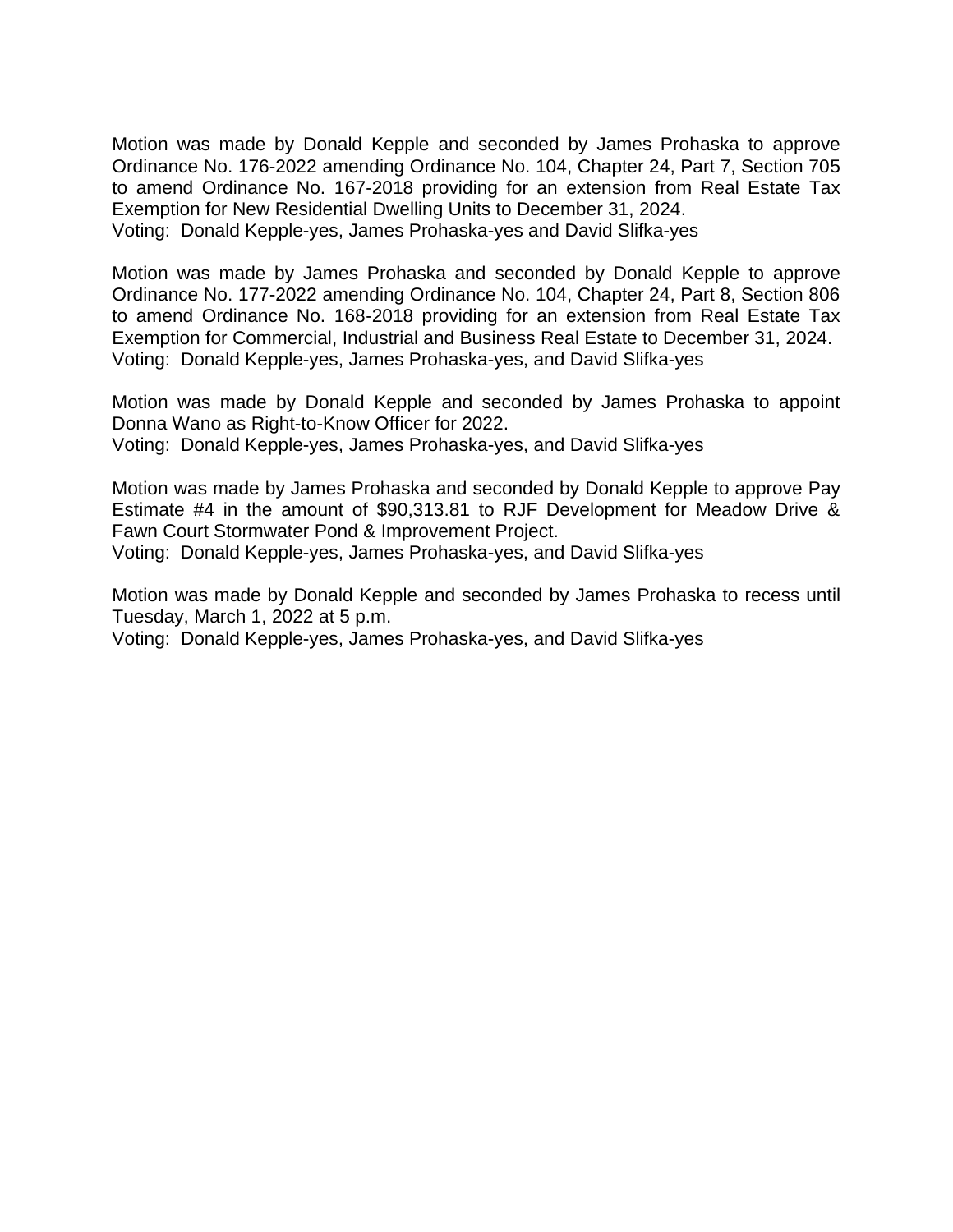Motion was made by Donald Kepple and seconded by James Prohaska to approve Ordinance No. 176-2022 amending Ordinance No. 104, Chapter 24, Part 7, Section 705 to amend Ordinance No. 167-2018 providing for an extension from Real Estate Tax Exemption for New Residential Dwelling Units to December 31, 2024.
Voting: Donald Kepple-yes, James Prohaska-yes and David Slifka-yes

Motion was made by James Prohaska and seconded by Donald Kepple to approve Ordinance No. 177-2022 amending Ordinance No. 104, Chapter 24, Part 8, Section 806 to amend Ordinance No. 168-2018 providing for an extension from Real Estate Tax Exemption for Commercial, Industrial and Business Real Estate to December 31, 2024.
Voting: Donald Kepple-yes, James Prohaska-yes, and David Slifka-yes

Motion was made by Donald Kepple and seconded by James Prohaska to appoint Donna Wano as Right-to-Know Officer for 2022.
Voting: Donald Kepple-yes, James Prohaska-yes, and David Slifka-yes

Motion was made by James Prohaska and seconded by Donald Kepple to approve Pay Estimate #4 in the amount of $90,313.81 to RJF Development for Meadow Drive & Fawn Court Stormwater Pond & Improvement Project.
Voting: Donald Kepple-yes, James Prohaska-yes, and David Slifka-yes

Motion was made by Donald Kepple and seconded by James Prohaska to recess until Tuesday, March 1, 2022 at 5 p.m.
Voting: Donald Kepple-yes, James Prohaska-yes, and David Slifka-yes